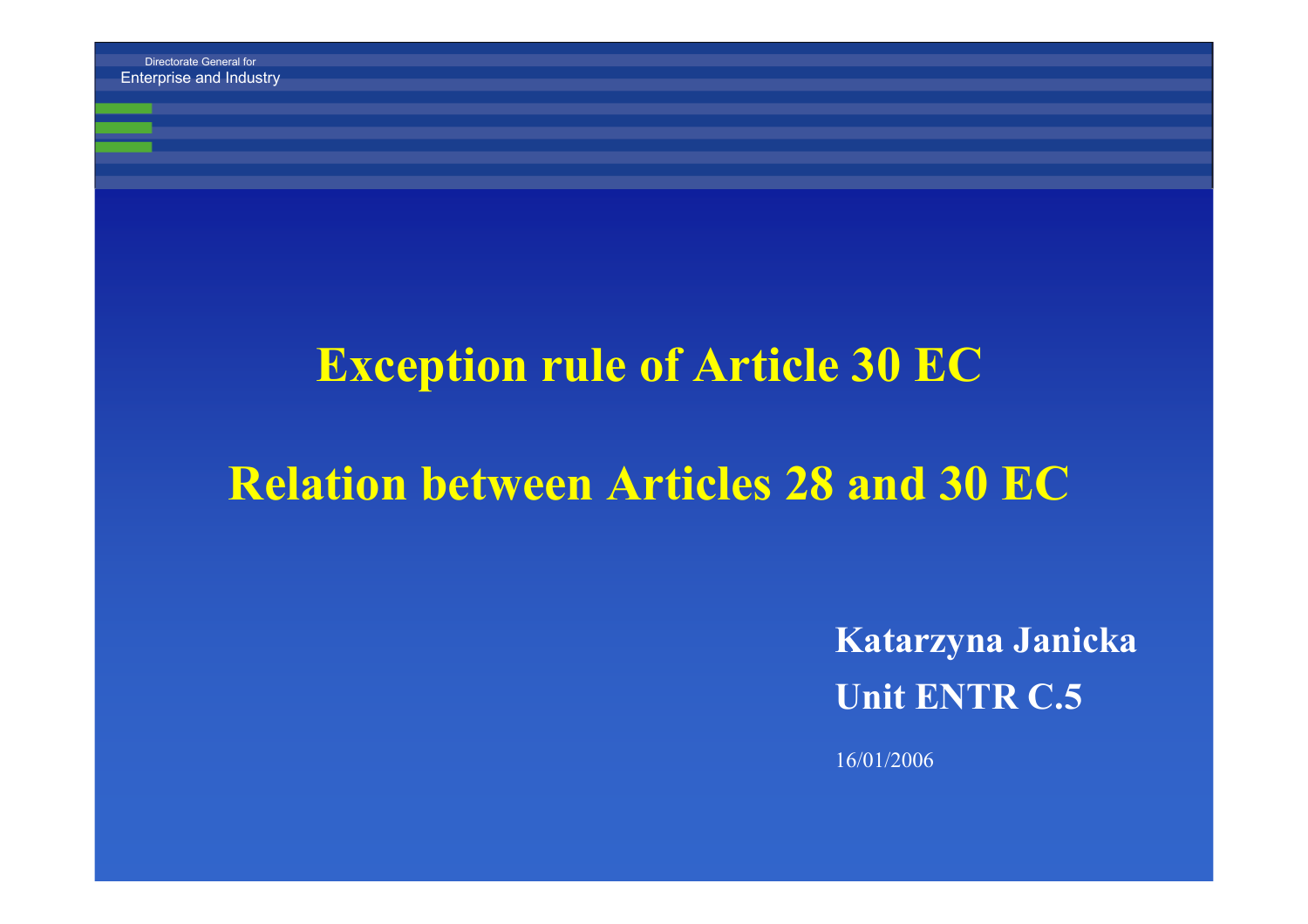Directorate General for
Enterprise and Industry

# Exception rule of Article 30 EC

# Relation between Articles 28 and 30 EC

**Katarzyna Janicka**
**Unit ENTR C.5**

16/01/2006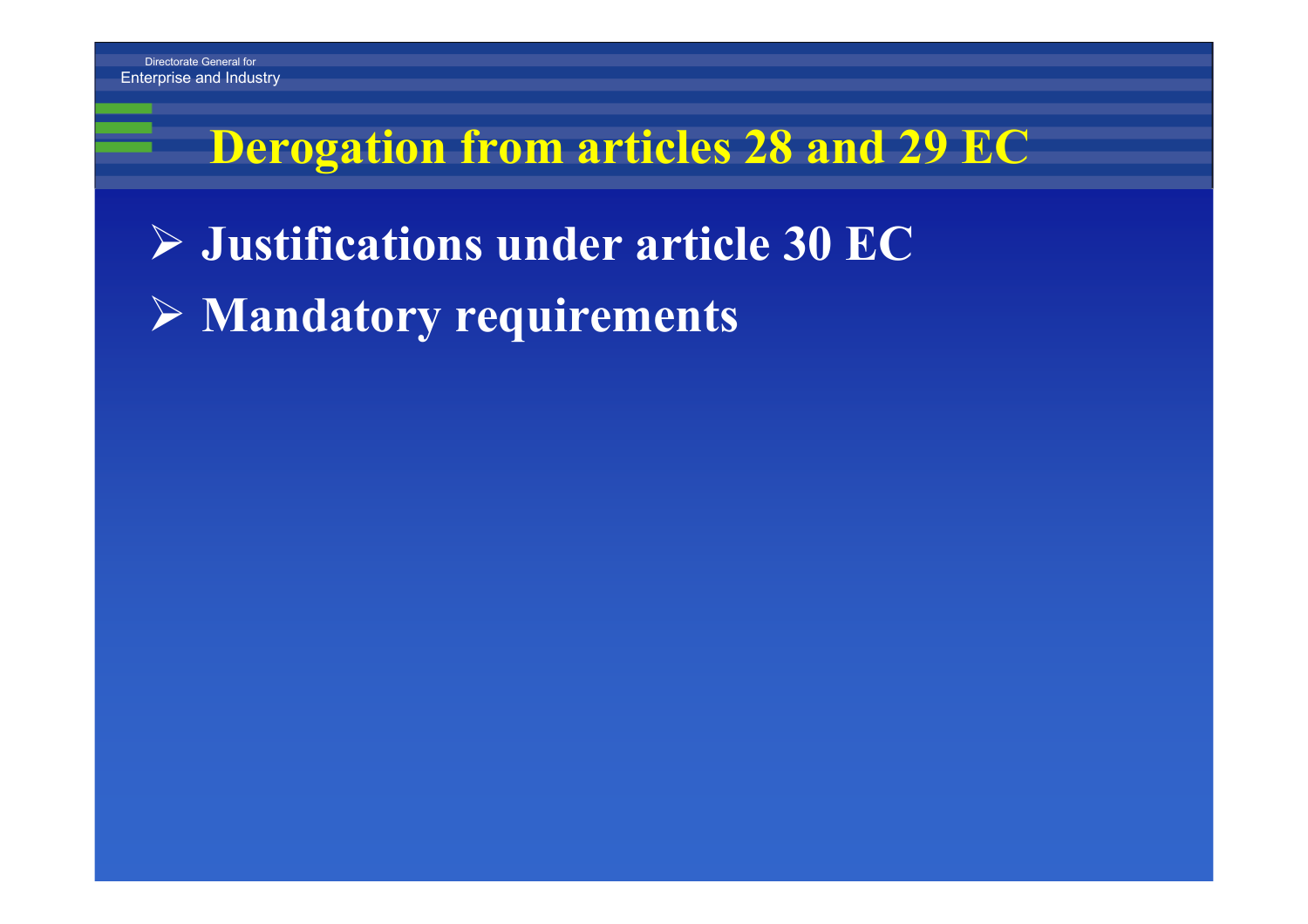# Derogation from articles 28 and 29 EC

- **Justifications under article 30 EC**
- **Mandatory requirements**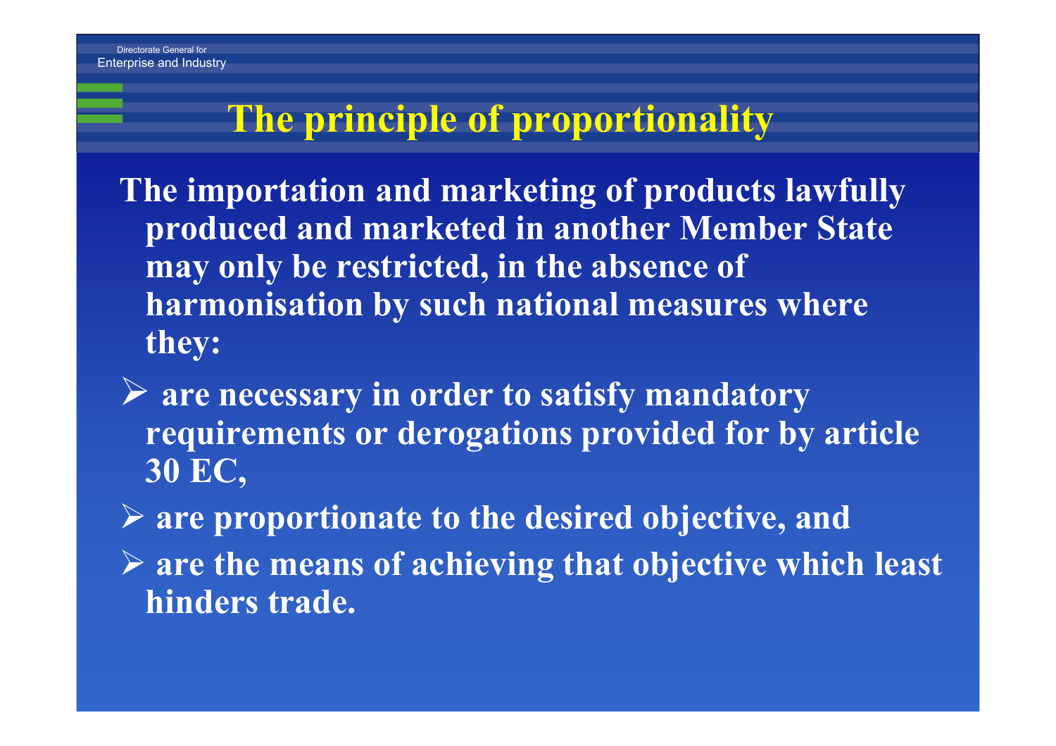# The principle of proportionality

The importation and marketing of products lawfully produced and marketed in another Member State may only be restricted, in the absence of harmonisation by such national measures where they:

- are necessary in order to satisfy mandatory requirements or derogations provided for by article 30 EC,
- are proportionate to the desired objective, and
- are the means of achieving that objective which least hinders trade.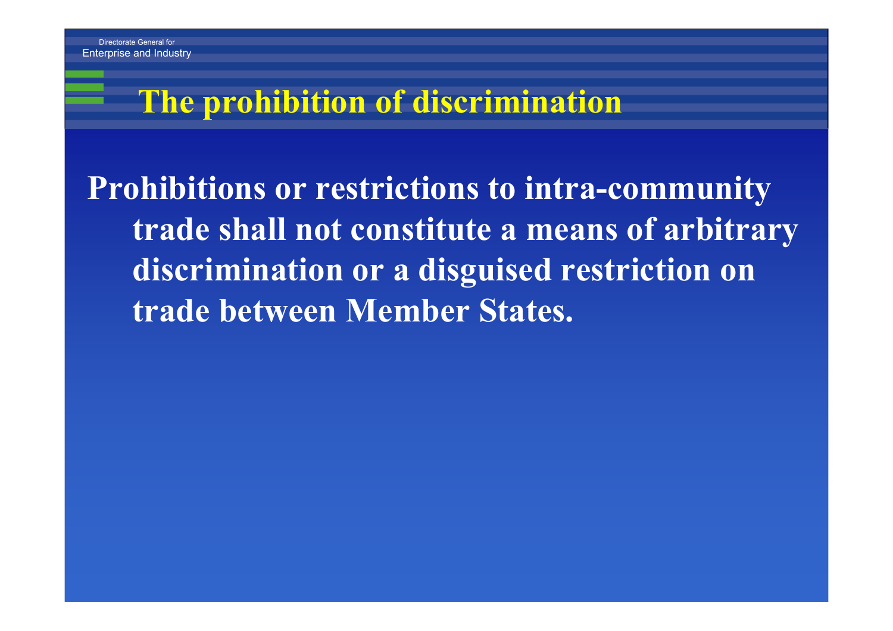# The prohibition of discrimination

**Prohibitions or restrictions to intra-community trade shall not constitute a means of arbitrary discrimination or a disguised restriction on trade between Member States.**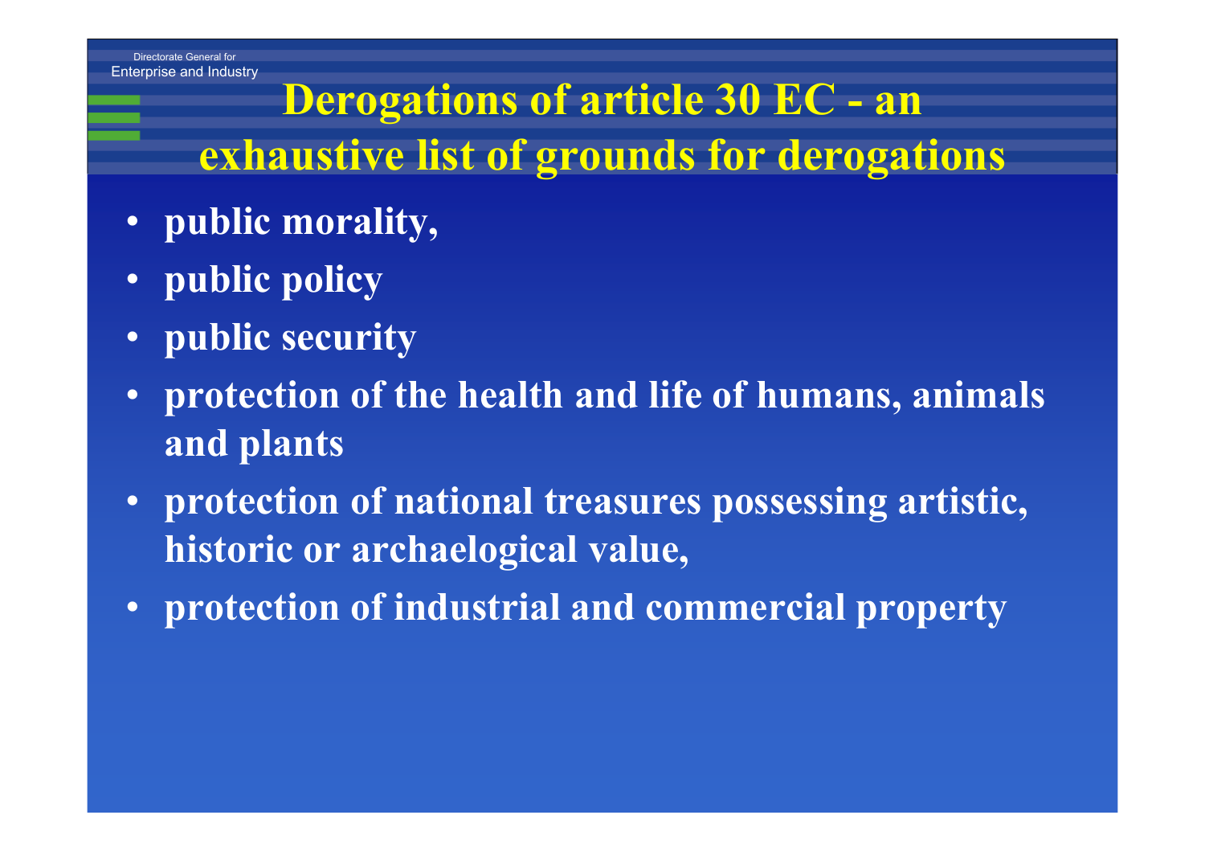# Derogations of article 30 EC - an exhaustive list of grounds for derogations

- **public morality,**
- **public policy**
- **public security**
- **protection of the health and life of humans, animals and plants**
- **protection of national treasures possessing artistic, historic or archaelogical value,**
- **protection of industrial and commercial property**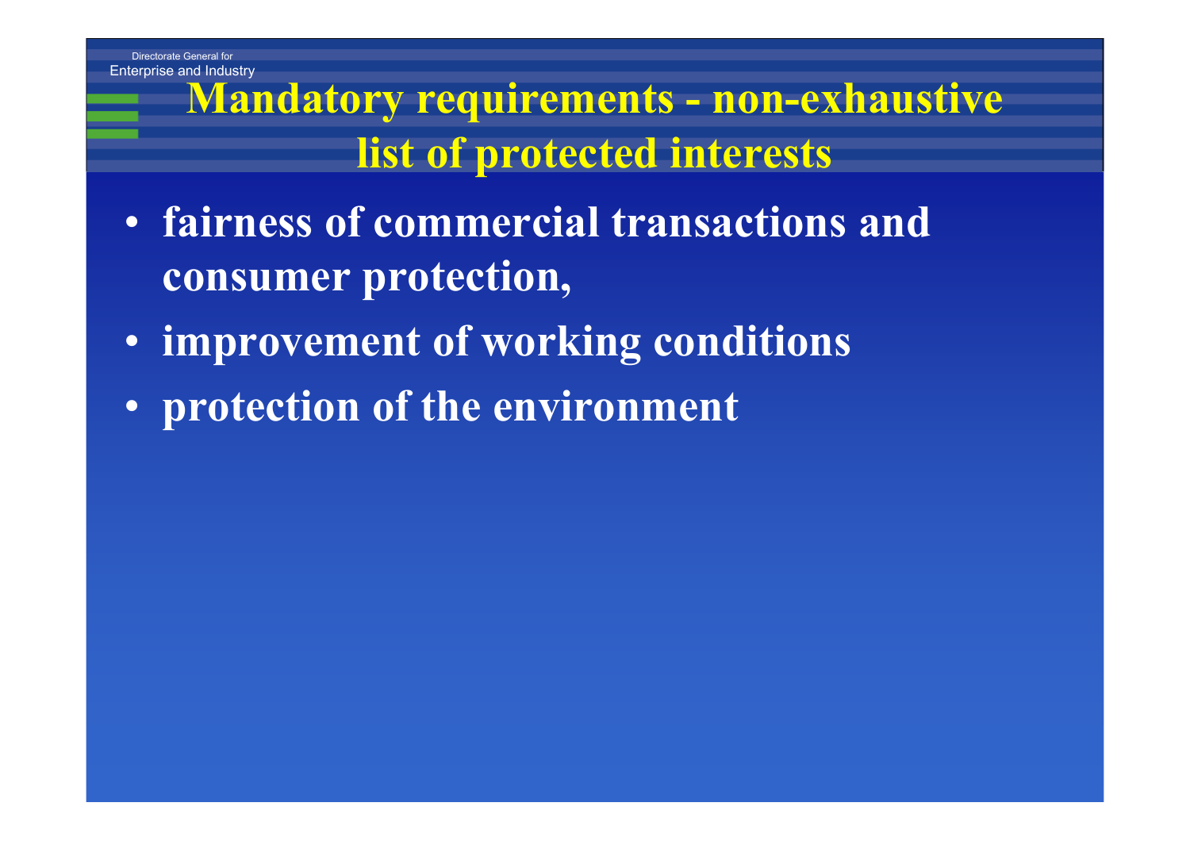# Mandatory requirements - non-exhaustive list of protected interests

- **fairness of commercial transactions and consumer protection,**
- **improvement of working conditions**
- **protection of the environment**